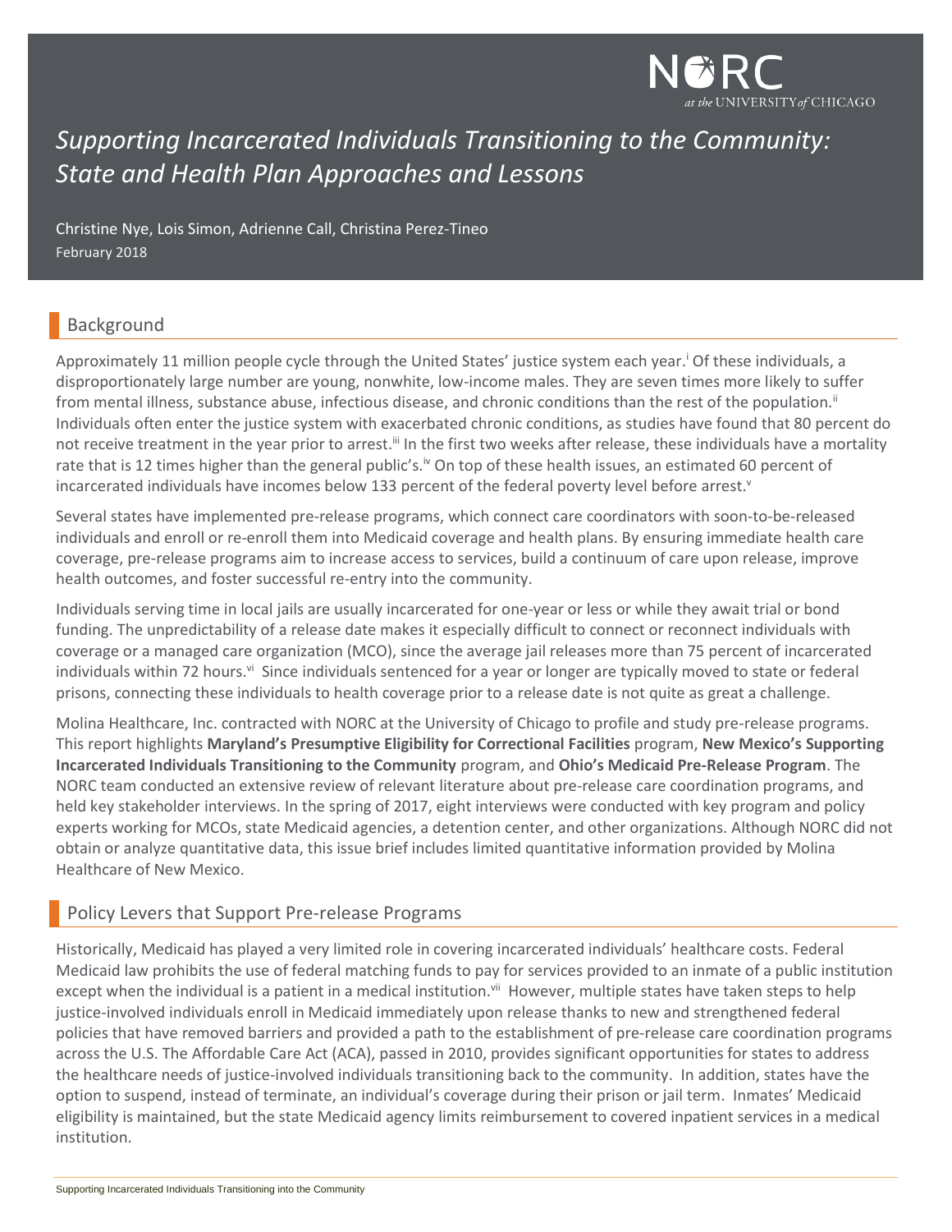NORC at the UNIVERSITY of CHICAGO

# *Supporting Incarcerated Individuals Transitioning to the Community: State and Health Plan Approaches and Lessons*

Christine Nye, Lois Simon, Adrienne Call, Christina Perez-Tineo

February 2018

## Background

Approximately 11 million people cycle through the United States' justice system each year.[i] Of these individuals, a disproportionately large number are young, nonwhite, low-income males. They are seven times more likely to suffer from mental illness, substance abuse, infectious disease, and chronic conditions than the rest of the population.[ii] Individuals often enter the justice system with exacerbated chronic conditions, as studies have found that 80 percent do not receive treatment in the year prior to arrest.[iii] In the first two weeks after release, these individuals have a mortality rate that is 12 times higher than the general public's.[iv] On top of these health issues, an estimated 60 percent of incarcerated individuals have incomes below 133 percent of the federal poverty level before arrest.[v]

Several states have implemented pre-release programs, which connect care coordinators with soon-to-be-released individuals and enroll or re-enroll them into Medicaid coverage and health plans. By ensuring immediate health care coverage, pre-release programs aim to increase access to services, build a continuum of care upon release, improve health outcomes, and foster successful re-entry into the community.

Individuals serving time in local jails are usually incarcerated for one-year or less or while they await trial or bond funding. The unpredictability of a release date makes it especially difficult to connect or reconnect individuals with coverage or a managed care organization (MCO), since the average jail releases more than 75 percent of incarcerated individuals within 72 hours.[vi] Since individuals sentenced for a year or longer are typically moved to state or federal prisons, connecting these individuals to health coverage prior to a release date is not quite as great a challenge.

Molina Healthcare, Inc. contracted with NORC at the University of Chicago to profile and study pre-release programs. This report highlights **Maryland's Presumptive Eligibility for Correctional Facilities** program, **New Mexico's Supporting Incarcerated Individuals Transitioning to the Community** program, and **Ohio's Medicaid Pre-Release Program**. The NORC team conducted an extensive review of relevant literature about pre-release care coordination programs, and held key stakeholder interviews. In the spring of 2017, eight interviews were conducted with key program and policy experts working for MCOs, state Medicaid agencies, a detention center, and other organizations. Although NORC did not obtain or analyze quantitative data, this issue brief includes limited quantitative information provided by Molina Healthcare of New Mexico.

## Policy Levers that Support Pre-release Programs

Historically, Medicaid has played a very limited role in covering incarcerated individuals' healthcare costs. Federal Medicaid law prohibits the use of federal matching funds to pay for services provided to an inmate of a public institution except when the individual is a patient in a medical institution.[vii] However, multiple states have taken steps to help justice-involved individuals enroll in Medicaid immediately upon release thanks to new and strengthened federal policies that have removed barriers and provided a path to the establishment of pre-release care coordination programs across the U.S. The Affordable Care Act (ACA), passed in 2010, provides significant opportunities for states to address the healthcare needs of justice-involved individuals transitioning back to the community. In addition, states have the option to suspend, instead of terminate, an individual's coverage during their prison or jail term. Inmates' Medicaid eligibility is maintained, but the state Medicaid agency limits reimbursement to covered inpatient services in a medical institution.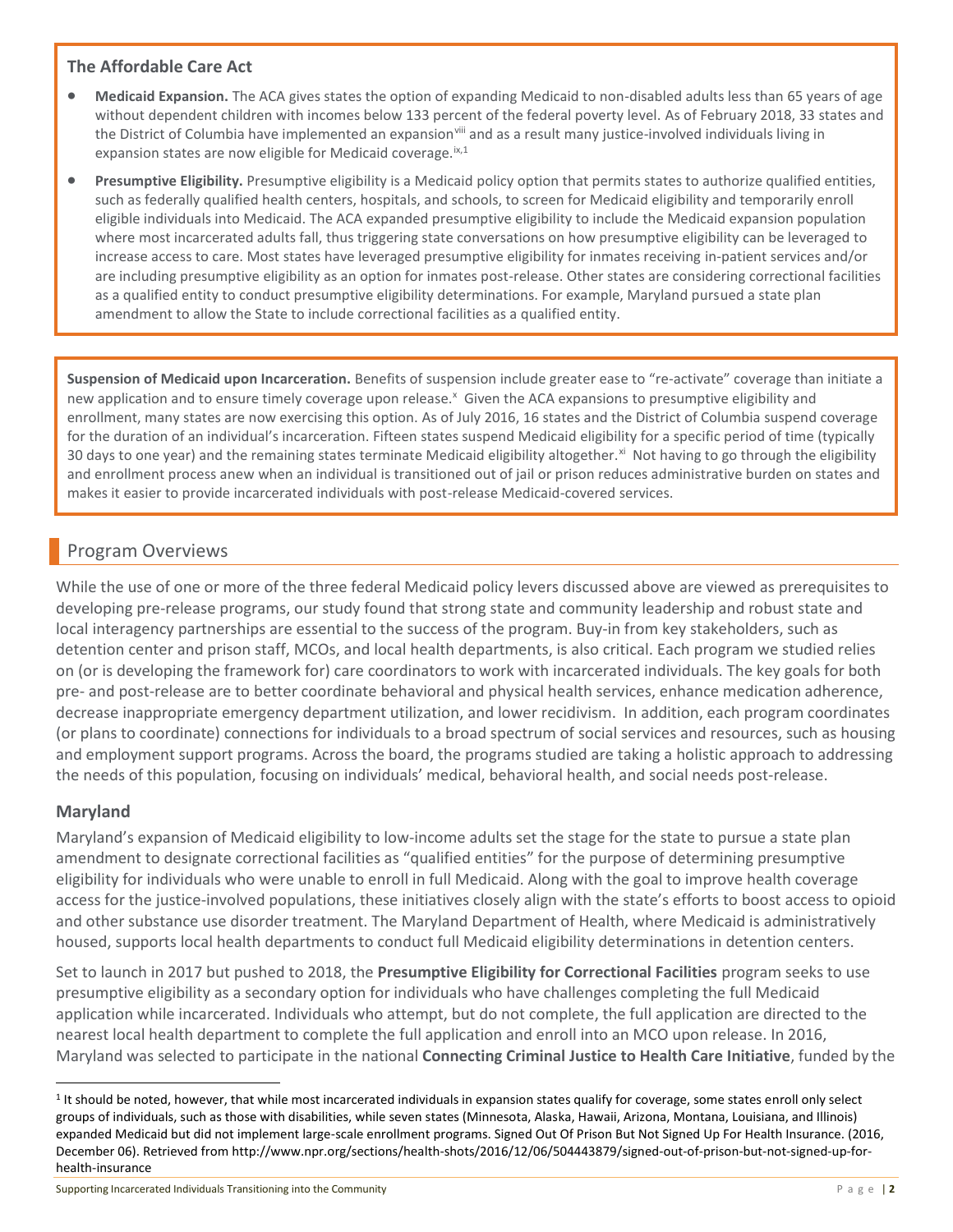### The Affordable Care Act

- **Medicaid Expansion.** The ACA gives states the option of expanding Medicaid to non-disabled adults less than 65 years of age without dependent children with incomes below 133 percent of the federal poverty level. As of February 2018, 33 states and the District of Columbia have implemented an expansion[viii] and as a result many justice-involved individuals living in expansion states are now eligible for Medicaid coverage.[ix,1]
- **Presumptive Eligibility.** Presumptive eligibility is a Medicaid policy option that permits states to authorize qualified entities, such as federally qualified health centers, hospitals, and schools, to screen for Medicaid eligibility and temporarily enroll eligible individuals into Medicaid. The ACA expanded presumptive eligibility to include the Medicaid expansion population where most incarcerated adults fall, thus triggering state conversations on how presumptive eligibility can be leveraged to increase access to care. Most states have leveraged presumptive eligibility for inmates receiving in-patient services and/or are including presumptive eligibility as an option for inmates post-release. Other states are considering correctional facilities as a qualified entity to conduct presumptive eligibility determinations. For example, Maryland pursued a state plan amendment to allow the State to include correctional facilities as a qualified entity.

**Suspension of Medicaid upon Incarceration.** Benefits of suspension include greater ease to "re-activate" coverage than initiate a new application and to ensure timely coverage upon release.[x] Given the ACA expansions to presumptive eligibility and enrollment, many states are now exercising this option. As of July 2016, 16 states and the District of Columbia suspend coverage for the duration of an individual's incarceration. Fifteen states suspend Medicaid eligibility for a specific period of time (typically 30 days to one year) and the remaining states terminate Medicaid eligibility altogether.[xi] Not having to go through the eligibility and enrollment process anew when an individual is transitioned out of jail or prison reduces administrative burden on states and makes it easier to provide incarcerated individuals with post-release Medicaid-covered services.

## Program Overviews

While the use of one or more of the three federal Medicaid policy levers discussed above are viewed as prerequisites to developing pre-release programs, our study found that strong state and community leadership and robust state and local interagency partnerships are essential to the success of the program. Buy-in from key stakeholders, such as detention center and prison staff, MCOs, and local health departments, is also critical. Each program we studied relies on (or is developing the framework for) care coordinators to work with incarcerated individuals. The key goals for both pre- and post-release are to better coordinate behavioral and physical health services, enhance medication adherence, decrease inappropriate emergency department utilization, and lower recidivism. In addition, each program coordinates (or plans to coordinate) connections for individuals to a broad spectrum of social services and resources, such as housing and employment support programs. Across the board, the programs studied are taking a holistic approach to addressing the needs of this population, focusing on individuals' medical, behavioral health, and social needs post-release.

### Maryland

Maryland's expansion of Medicaid eligibility to low-income adults set the stage for the state to pursue a state plan amendment to designate correctional facilities as "qualified entities" for the purpose of determining presumptive eligibility for individuals who were unable to enroll in full Medicaid. Along with the goal to improve health coverage access for the justice-involved populations, these initiatives closely align with the state's efforts to boost access to opioid and other substance use disorder treatment. The Maryland Department of Health, where Medicaid is administratively housed, supports local health departments to conduct full Medicaid eligibility determinations in detention centers.

Set to launch in 2017 but pushed to 2018, the **Presumptive Eligibility for Correctional Facilities** program seeks to use presumptive eligibility as a secondary option for individuals who have challenges completing the full Medicaid application while incarcerated. Individuals who attempt, but do not complete, the full application are directed to the nearest local health department to complete the full application and enroll into an MCO upon release. In 2016, Maryland was selected to participate in the national **Connecting Criminal Justice to Health Care Initiative**, funded by the

[1] It should be noted, however, that while most incarcerated individuals in expansion states qualify for coverage, some states enroll only select groups of individuals, such as those with disabilities, while seven states (Minnesota, Alaska, Hawaii, Arizona, Montana, Louisiana, and Illinois) expanded Medicaid but did not implement large-scale enrollment programs. Signed Out Of Prison But Not Signed Up For Health Insurance. (2016, December 06). Retrieved from http://www.npr.org/sections/health-shots/2016/12/06/504443879/signed-out-of-prison-but-not-signed-up-for-health-insurance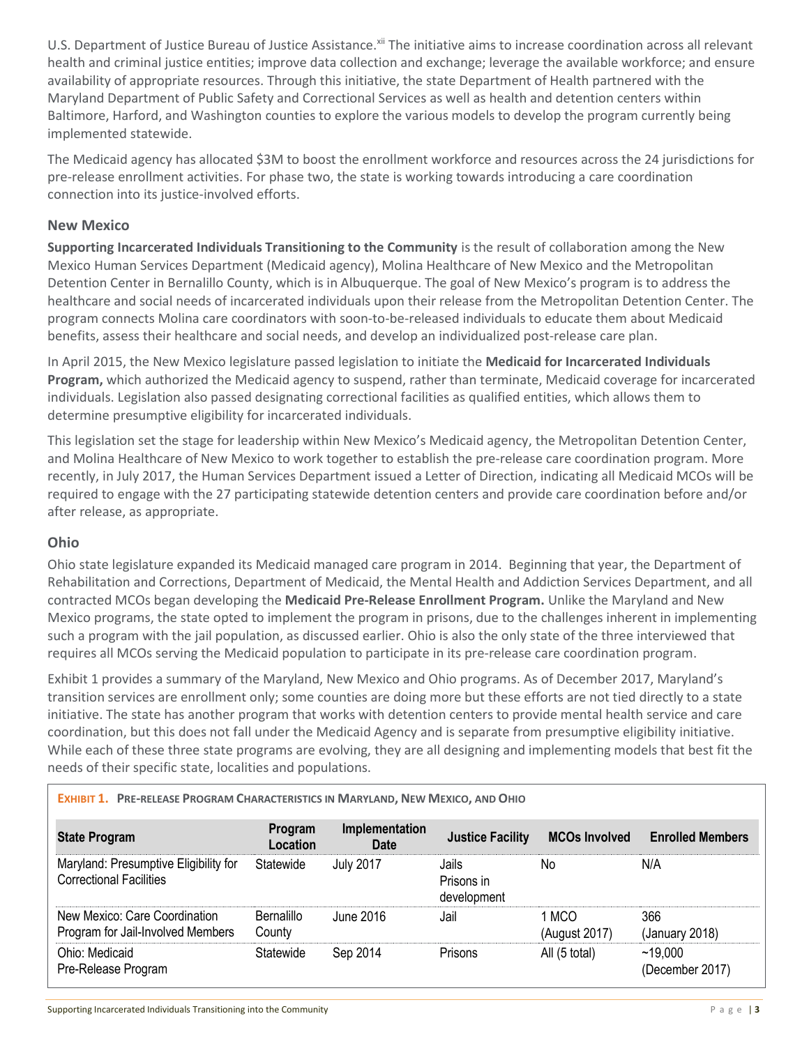U.S. Department of Justice Bureau of Justice Assistance.[xii] The initiative aims to increase coordination across all relevant health and criminal justice entities; improve data collection and exchange; leverage the available workforce; and ensure availability of appropriate resources. Through this initiative, the state Department of Health partnered with the Maryland Department of Public Safety and Correctional Services as well as health and detention centers within Baltimore, Harford, and Washington counties to explore the various models to develop the program currently being implemented statewide.

The Medicaid agency has allocated $3M to boost the enrollment workforce and resources across the 24 jurisdictions for pre-release enrollment activities. For phase two, the state is working towards introducing a care coordination connection into its justice-involved efforts.

### New Mexico

**Supporting Incarcerated Individuals Transitioning to the Community** is the result of collaboration among the New Mexico Human Services Department (Medicaid agency), Molina Healthcare of New Mexico and the Metropolitan Detention Center in Bernalillo County, which is in Albuquerque. The goal of New Mexico's program is to address the healthcare and social needs of incarcerated individuals upon their release from the Metropolitan Detention Center. The program connects Molina care coordinators with soon-to-be-released individuals to educate them about Medicaid benefits, assess their healthcare and social needs, and develop an individualized post-release care plan.

In April 2015, the New Mexico legislature passed legislation to initiate the **Medicaid for Incarcerated Individuals Program,** which authorized the Medicaid agency to suspend, rather than terminate, Medicaid coverage for incarcerated individuals. Legislation also passed designating correctional facilities as qualified entities, which allows them to determine presumptive eligibility for incarcerated individuals.

This legislation set the stage for leadership within New Mexico's Medicaid agency, the Metropolitan Detention Center, and Molina Healthcare of New Mexico to work together to establish the pre-release care coordination program. More recently, in July 2017, the Human Services Department issued a Letter of Direction, indicating all Medicaid MCOs will be required to engage with the 27 participating statewide detention centers and provide care coordination before and/or after release, as appropriate.

### Ohio

Ohio state legislature expanded its Medicaid managed care program in 2014. Beginning that year, the Department of Rehabilitation and Corrections, Department of Medicaid, the Mental Health and Addiction Services Department, and all contracted MCOs began developing the **Medicaid Pre-Release Enrollment Program.** Unlike the Maryland and New Mexico programs, the state opted to implement the program in prisons, due to the challenges inherent in implementing such a program with the jail population, as discussed earlier. Ohio is also the only state of the three interviewed that requires all MCOs serving the Medicaid population to participate in its pre-release care coordination program.

Exhibit 1 provides a summary of the Maryland, New Mexico and Ohio programs. As of December 2017, Maryland's transition services are enrollment only; some counties are doing more but these efforts are not tied directly to a state initiative. The state has another program that works with detention centers to provide mental health service and care coordination, but this does not fall under the Medicaid Agency and is separate from presumptive eligibility initiative. While each of these three state programs are evolving, they are all designing and implementing models that best fit the needs of their specific state, localities and populations.

**EXHIBIT 1. PRE-RELEASE PROGRAM CHARACTERISTICS IN MARYLAND, NEW MEXICO, AND OHIO**

| State Program | Program Location | Implementation Date | Justice Facility | MCOs Involved | Enrolled Members |
|---|---|---|---|---|---|
| Maryland: Presumptive Eligibility for Correctional Facilities | Statewide | July 2017 | Jails Prisons in development | No | N/A |
| New Mexico: Care Coordination Program for Jail-Involved Members | Bernalillo County | June 2016 | Jail | 1 MCO (August 2017) | 366 (January 2018) |
| Ohio: Medicaid Pre-Release Program | Statewide | Sep 2014 | Prisons | All (5 total) | ~19,000 (December 2017) |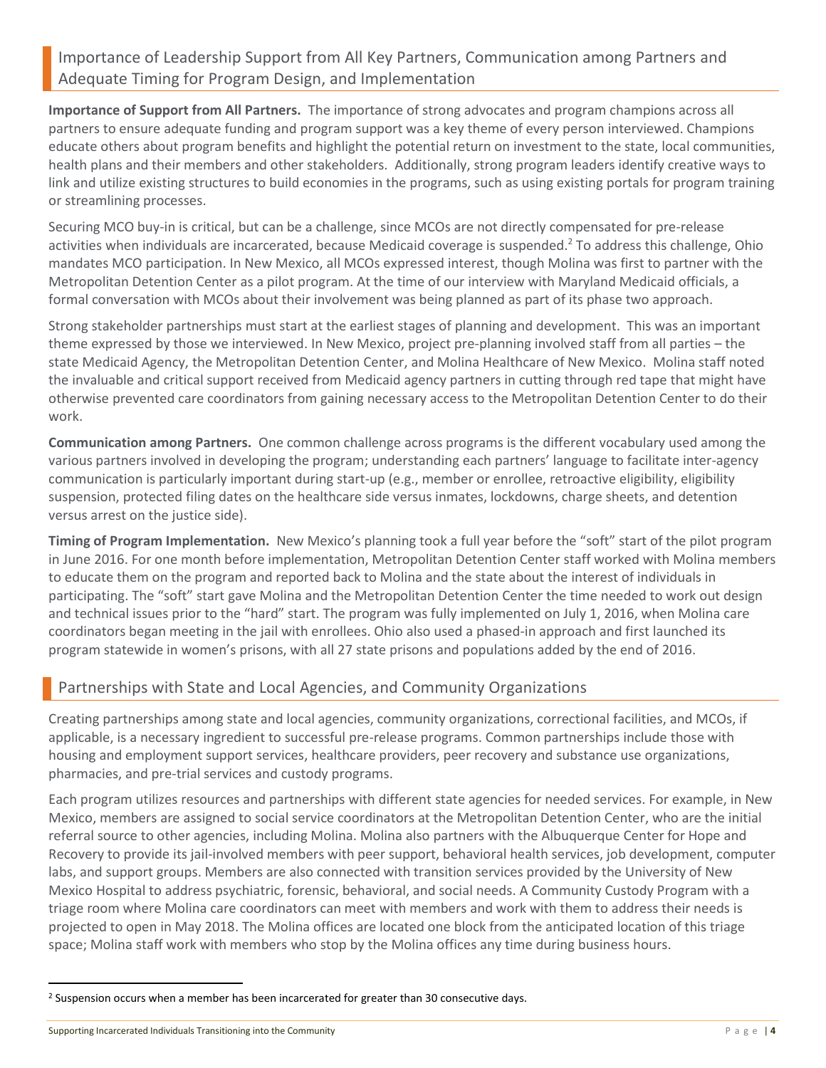## Importance of Leadership Support from All Key Partners, Communication among Partners and Adequate Timing for Program Design, and Implementation

**Importance of Support from All Partners.** The importance of strong advocates and program champions across all partners to ensure adequate funding and program support was a key theme of every person interviewed. Champions educate others about program benefits and highlight the potential return on investment to the state, local communities, health plans and their members and other stakeholders. Additionally, strong program leaders identify creative ways to link and utilize existing structures to build economies in the programs, such as using existing portals for program training or streamlining processes.

Securing MCO buy-in is critical, but can be a challenge, since MCOs are not directly compensated for pre-release activities when individuals are incarcerated, because Medicaid coverage is suspended.[2] To address this challenge, Ohio mandates MCO participation. In New Mexico, all MCOs expressed interest, though Molina was first to partner with the Metropolitan Detention Center as a pilot program. At the time of our interview with Maryland Medicaid officials, a formal conversation with MCOs about their involvement was being planned as part of its phase two approach.

Strong stakeholder partnerships must start at the earliest stages of planning and development. This was an important theme expressed by those we interviewed. In New Mexico, project pre-planning involved staff from all parties – the state Medicaid Agency, the Metropolitan Detention Center, and Molina Healthcare of New Mexico. Molina staff noted the invaluable and critical support received from Medicaid agency partners in cutting through red tape that might have otherwise prevented care coordinators from gaining necessary access to the Metropolitan Detention Center to do their work.

**Communication among Partners.** One common challenge across programs is the different vocabulary used among the various partners involved in developing the program; understanding each partners' language to facilitate inter-agency communication is particularly important during start-up (e.g., member or enrollee, retroactive eligibility, eligibility suspension, protected filing dates on the healthcare side versus inmates, lockdowns, charge sheets, and detention versus arrest on the justice side).

**Timing of Program Implementation.** New Mexico's planning took a full year before the "soft" start of the pilot program in June 2016. For one month before implementation, Metropolitan Detention Center staff worked with Molina members to educate them on the program and reported back to Molina and the state about the interest of individuals in participating. The "soft" start gave Molina and the Metropolitan Detention Center the time needed to work out design and technical issues prior to the "hard" start. The program was fully implemented on July 1, 2016, when Molina care coordinators began meeting in the jail with enrollees. Ohio also used a phased-in approach and first launched its program statewide in women's prisons, with all 27 state prisons and populations added by the end of 2016.

## Partnerships with State and Local Agencies, and Community Organizations

Creating partnerships among state and local agencies, community organizations, correctional facilities, and MCOs, if applicable, is a necessary ingredient to successful pre-release programs. Common partnerships include those with housing and employment support services, healthcare providers, peer recovery and substance use organizations, pharmacies, and pre-trial services and custody programs.

Each program utilizes resources and partnerships with different state agencies for needed services. For example, in New Mexico, members are assigned to social service coordinators at the Metropolitan Detention Center, who are the initial referral source to other agencies, including Molina. Molina also partners with the Albuquerque Center for Hope and Recovery to provide its jail-involved members with peer support, behavioral health services, job development, computer labs, and support groups. Members are also connected with transition services provided by the University of New Mexico Hospital to address psychiatric, forensic, behavioral, and social needs. A Community Custody Program with a triage room where Molina care coordinators can meet with members and work with them to address their needs is projected to open in May 2018. The Molina offices are located one block from the anticipated location of this triage space; Molina staff work with members who stop by the Molina offices any time during business hours.

[2] Suspension occurs when a member has been incarcerated for greater than 30 consecutive days.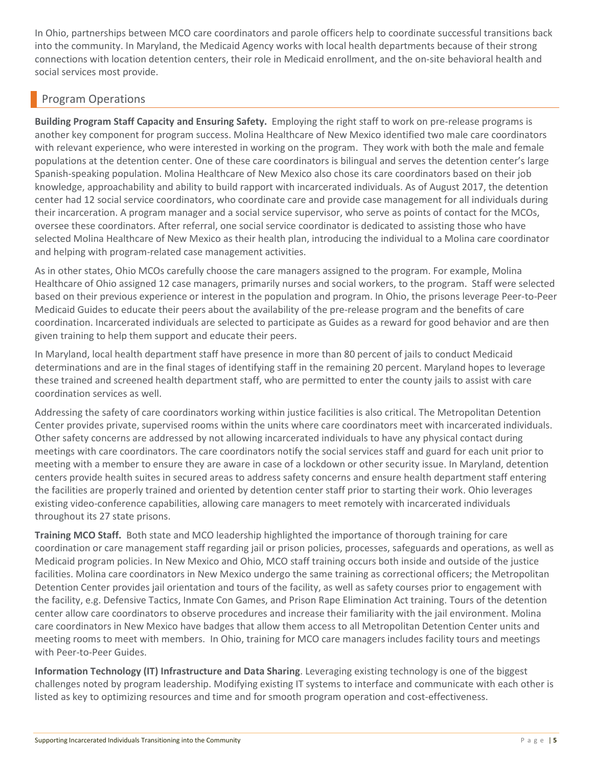In Ohio, partnerships between MCO care coordinators and parole officers help to coordinate successful transitions back into the community. In Maryland, the Medicaid Agency works with local health departments because of their strong connections with location detention centers, their role in Medicaid enrollment, and the on-site behavioral health and social services most provide.

## Program Operations

**Building Program Staff Capacity and Ensuring Safety.** Employing the right staff to work on pre-release programs is another key component for program success. Molina Healthcare of New Mexico identified two male care coordinators with relevant experience, who were interested in working on the program. They work with both the male and female populations at the detention center. One of these care coordinators is bilingual and serves the detention center's large Spanish-speaking population. Molina Healthcare of New Mexico also chose its care coordinators based on their job knowledge, approachability and ability to build rapport with incarcerated individuals. As of August 2017, the detention center had 12 social service coordinators, who coordinate care and provide case management for all individuals during their incarceration. A program manager and a social service supervisor, who serve as points of contact for the MCOs, oversee these coordinators. After referral, one social service coordinator is dedicated to assisting those who have selected Molina Healthcare of New Mexico as their health plan, introducing the individual to a Molina care coordinator and helping with program-related case management activities.

As in other states, Ohio MCOs carefully choose the care managers assigned to the program. For example, Molina Healthcare of Ohio assigned 12 case managers, primarily nurses and social workers, to the program. Staff were selected based on their previous experience or interest in the population and program. In Ohio, the prisons leverage Peer-to-Peer Medicaid Guides to educate their peers about the availability of the pre-release program and the benefits of care coordination. Incarcerated individuals are selected to participate as Guides as a reward for good behavior and are then given training to help them support and educate their peers.

In Maryland, local health department staff have presence in more than 80 percent of jails to conduct Medicaid determinations and are in the final stages of identifying staff in the remaining 20 percent. Maryland hopes to leverage these trained and screened health department staff, who are permitted to enter the county jails to assist with care coordination services as well.

Addressing the safety of care coordinators working within justice facilities is also critical. The Metropolitan Detention Center provides private, supervised rooms within the units where care coordinators meet with incarcerated individuals. Other safety concerns are addressed by not allowing incarcerated individuals to have any physical contact during meetings with care coordinators. The care coordinators notify the social services staff and guard for each unit prior to meeting with a member to ensure they are aware in case of a lockdown or other security issue. In Maryland, detention centers provide health suites in secured areas to address safety concerns and ensure health department staff entering the facilities are properly trained and oriented by detention center staff prior to starting their work. Ohio leverages existing video-conference capabilities, allowing care managers to meet remotely with incarcerated individuals throughout its 27 state prisons.

**Training MCO Staff.** Both state and MCO leadership highlighted the importance of thorough training for care coordination or care management staff regarding jail or prison policies, processes, safeguards and operations, as well as Medicaid program policies. In New Mexico and Ohio, MCO staff training occurs both inside and outside of the justice facilities. Molina care coordinators in New Mexico undergo the same training as correctional officers; the Metropolitan Detention Center provides jail orientation and tours of the facility, as well as safety courses prior to engagement with the facility, e.g. Defensive Tactics, Inmate Con Games, and Prison Rape Elimination Act training. Tours of the detention center allow care coordinators to observe procedures and increase their familiarity with the jail environment. Molina care coordinators in New Mexico have badges that allow them access to all Metropolitan Detention Center units and meeting rooms to meet with members. In Ohio, training for MCO care managers includes facility tours and meetings with Peer-to-Peer Guides.

**Information Technology (IT) Infrastructure and Data Sharing**. Leveraging existing technology is one of the biggest challenges noted by program leadership. Modifying existing IT systems to interface and communicate with each other is listed as key to optimizing resources and time and for smooth program operation and cost-effectiveness.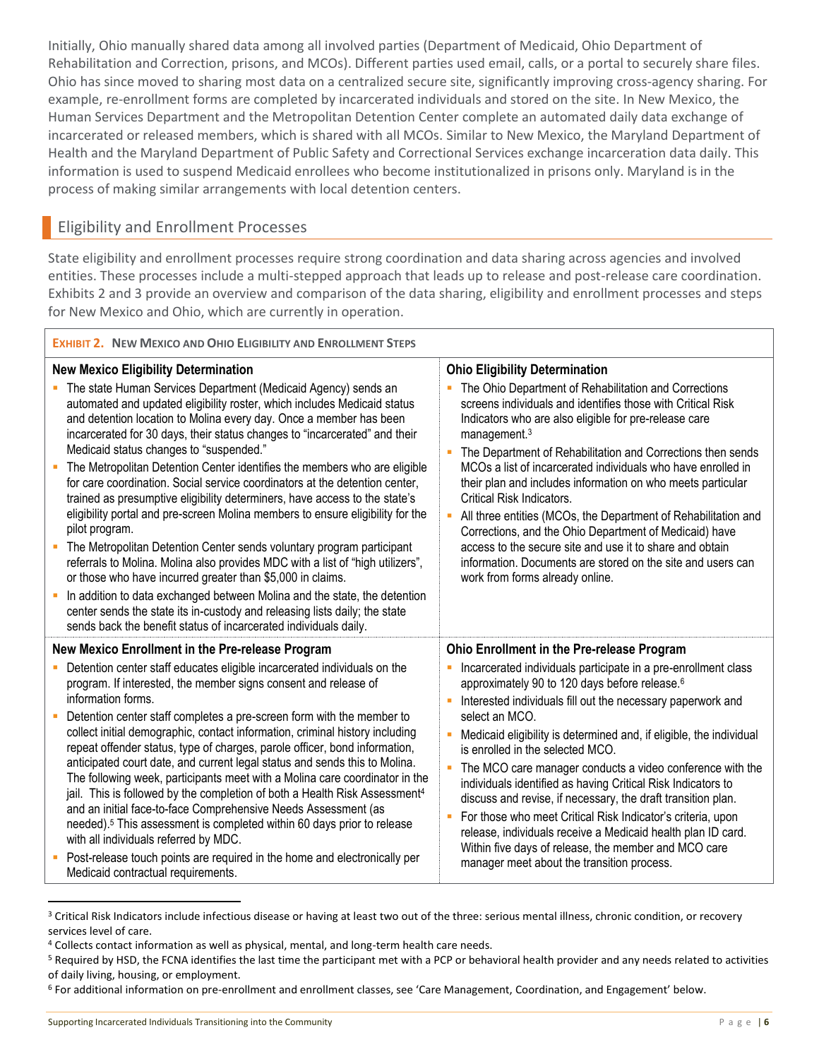Initially, Ohio manually shared data among all involved parties (Department of Medicaid, Ohio Department of Rehabilitation and Correction, prisons, and MCOs). Different parties used email, calls, or a portal to securely share files. Ohio has since moved to sharing most data on a centralized secure site, significantly improving cross-agency sharing. For example, re-enrollment forms are completed by incarcerated individuals and stored on the site. In New Mexico, the Human Services Department and the Metropolitan Detention Center complete an automated daily data exchange of incarcerated or released members, which is shared with all MCOs. Similar to New Mexico, the Maryland Department of Health and the Maryland Department of Public Safety and Correctional Services exchange incarceration data daily. This information is used to suspend Medicaid enrollees who become institutionalized in prisons only. Maryland is in the process of making similar arrangements with local detention centers.

## Eligibility and Enrollment Processes

State eligibility and enrollment processes require strong coordination and data sharing across agencies and involved entities. These processes include a multi-stepped approach that leads up to release and post-release care coordination. Exhibits 2 and 3 provide an overview and comparison of the data sharing, eligibility and enrollment processes and steps for New Mexico and Ohio, which are currently in operation.

**EXHIBIT 2. NEW MEXICO AND OHIO ELIGIBILITY AND ENROLLMENT STEPS**

| New Mexico | Ohio |
|---|---|
| **New Mexico Eligibility Determination**<br>• The state Human Services Department (Medicaid Agency) sends an automated and updated eligibility roster, which includes Medicaid status and detention location to Molina every day. Once a member has been incarcerated for 30 days, their status changes to "incarcerated" and their Medicaid status changes to "suspended."<br>• The Metropolitan Detention Center identifies the members who are eligible for care coordination. Social service coordinators at the detention center, trained as presumptive eligibility determiners, have access to the state's eligibility portal and pre-screen Molina members to ensure eligibility for the pilot program.<br>• The Metropolitan Detention Center sends voluntary program participant referrals to Molina. Molina also provides MDC with a list of "high utilizers", or those who have incurred greater than $5,000 in claims.<br>• In addition to data exchanged between Molina and the state, the detention center sends the state its in-custody and releasing lists daily; the state sends back the benefit status of incarcerated individuals daily. | **Ohio Eligibility Determination**<br>• The Ohio Department of Rehabilitation and Corrections screens individuals and identifies those with Critical Risk Indicators who are also eligible for pre-release care management.[3]<br>• The Department of Rehabilitation and Corrections then sends MCOs a list of incarcerated individuals who have enrolled in their plan and includes information on who meets particular Critical Risk Indicators.<br>• All three entities (MCOs, the Department of Rehabilitation and Corrections, and the Ohio Department of Medicaid) have access to the secure site and use it to share and obtain information. Documents are stored on the site and users can work from forms already online. |
| **New Mexico Enrollment in the Pre-release Program**<br>• Detention center staff educates eligible incarcerated individuals on the program. If interested, the member signs consent and release of information forms.<br>• Detention center staff completes a pre-screen form with the member to collect initial demographic, contact information, criminal history including repeat offender status, type of charges, parole officer, bond information, anticipated court date, and current legal status and sends this to Molina. The following week, participants meet with a Molina care coordinator in the jail. This is followed by the completion of both a Health Risk Assessment[4] and an initial face-to-face Comprehensive Needs Assessment (as needed).[5] This assessment is completed within 60 days prior to release with all individuals referred by MDC.<br>• Post-release touch points are required in the home and electronically per Medicaid contractual requirements. | **Ohio Enrollment in the Pre-release Program**<br>• Incarcerated individuals participate in a pre-enrollment class approximately 90 to 120 days before release.[6]<br>• Interested individuals fill out the necessary paperwork and select an MCO.<br>• Medicaid eligibility is determined and, if eligible, the individual is enrolled in the selected MCO.<br>• The MCO care manager conducts a video conference with the individuals identified as having Critical Risk Indicators to discuss and revise, if necessary, the draft transition plan.<br>• For those who meet Critical Risk Indicator's criteria, upon release, individuals receive a Medicaid health plan ID card. Within five days of release, the member and MCO care manager meet about the transition process. |

[3] Critical Risk Indicators include infectious disease or having at least two out of the three: serious mental illness, chronic condition, or recovery services level of care.

[4] Collects contact information as well as physical, mental, and long-term health care needs.

[5] Required by HSD, the FCNA identifies the last time the participant met with a PCP or behavioral health provider and any needs related to activities of daily living, housing, or employment.

[6] For additional information on pre-enrollment and enrollment classes, see 'Care Management, Coordination, and Engagement' below.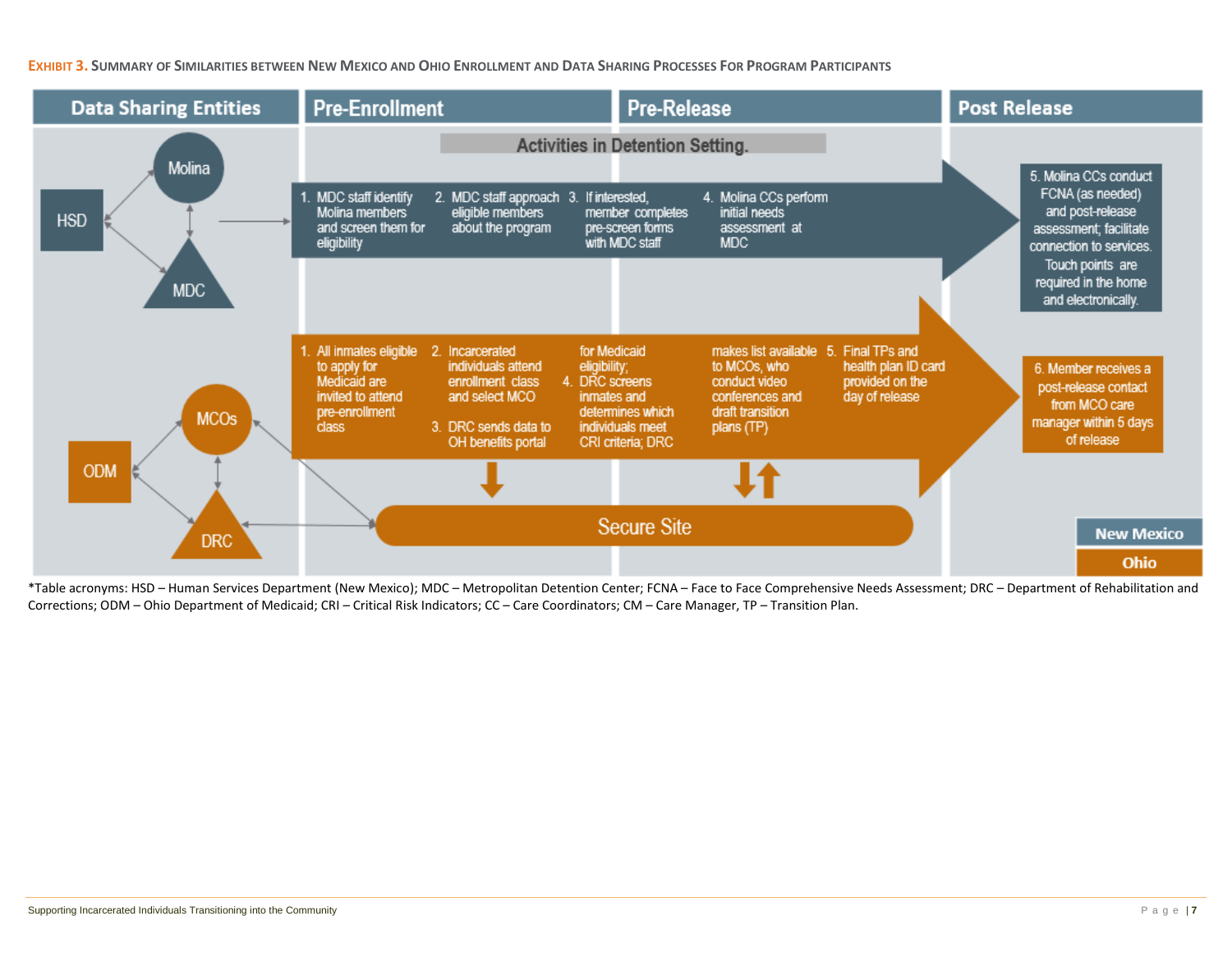**EXHIBIT 3. SUMMARY OF SIMILARITIES BETWEEN NEW MEXICO AND OHIO ENROLLMENT AND DATA SHARING PROCESSES FOR PROGRAM PARTICIPANTS**

| Data Sharing Entities | Pre-Enrollment | Pre-Release | Post Release |
|---|---|---|---|
| | Activities in Detention Setting. | | |
| **New Mexico:** HSD, Molina, MDC | 1. MDC staff identify Molina members and screen them for eligibility<br>2. MDC staff approach eligible members about the program | 3. If interested, member completes pre-screen forms with MDC staff<br>4. Molina CCs perform initial needs assessment at MDC | 5. Molina CCs conduct FCNA (as needed) and post-release assessment; facilitate connection to services. Touch points are required in the home and electronically. |
| **Ohio:** ODM, MCOs, DRC | 1. All inmates eligible to apply for Medicaid are invited to attend pre-enrollment class<br>2. Incarcerated individuals attend enrollment class and select MCO<br>3. DRC sends data to OH benefits portal for Medicaid eligibility; | 4. DRC screens inmates and determines which individuals meet CRI criteria; DRC makes list available to MCOs, who conduct video conferences and draft transition plans (TP)<br>5. Final TPs and health plan ID card provided on the day of release | 6. Member receives a post-release contact from MCO care manager within 5 days of release |
| | Secure Site | Secure Site | |

*Table acronyms: HSD – Human Services Department (New Mexico); MDC – Metropolitan Detention Center; FCNA – Face to Face Comprehensive Needs Assessment; DRC – Department of Rehabilitation and Corrections; ODM – Ohio Department of Medicaid; CRI – Critical Risk Indicators; CC – Care Coordinators; CM – Care Manager, TP – Transition Plan.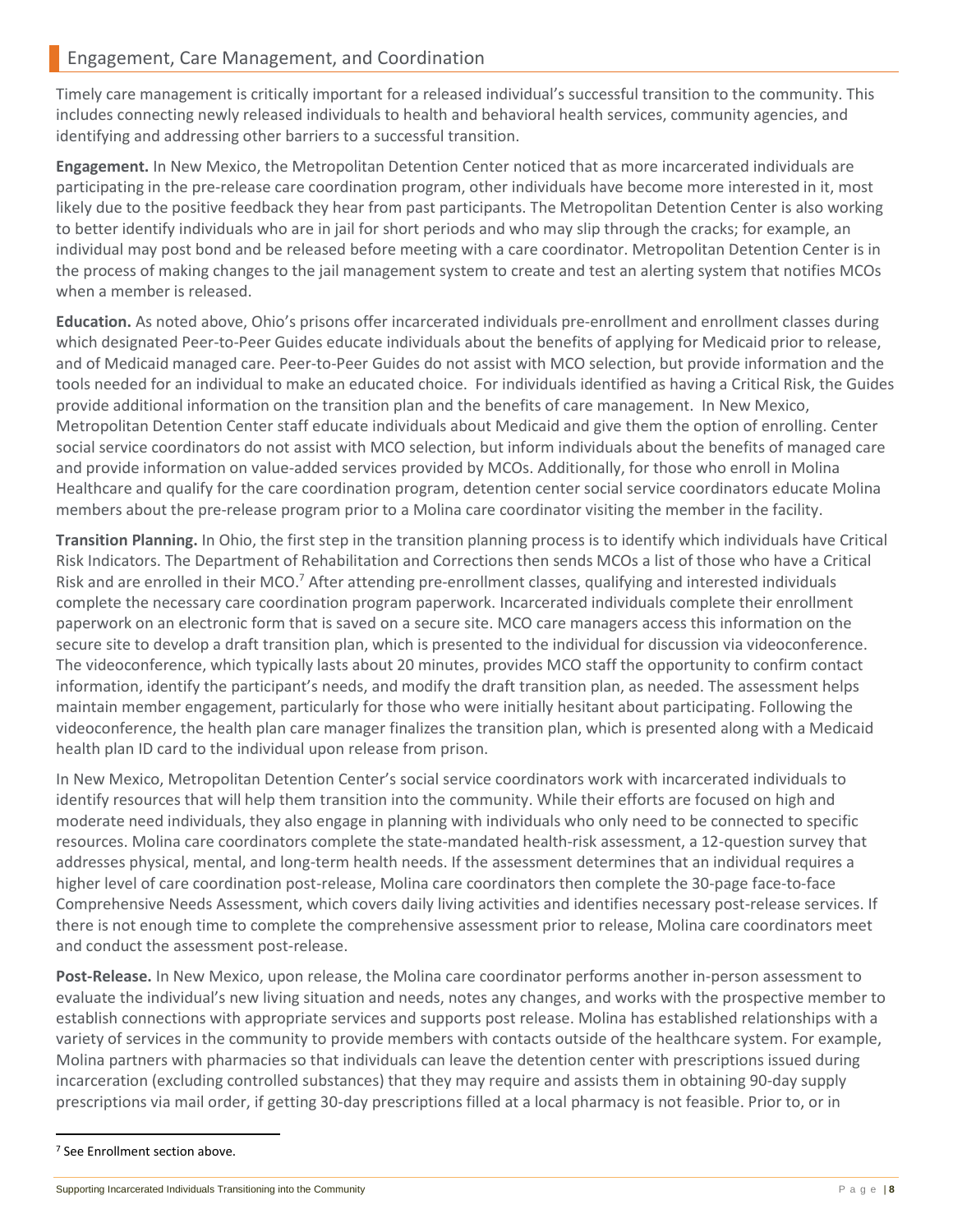## Engagement, Care Management, and Coordination

Timely care management is critically important for a released individual's successful transition to the community. This includes connecting newly released individuals to health and behavioral health services, community agencies, and identifying and addressing other barriers to a successful transition.

**Engagement.** In New Mexico, the Metropolitan Detention Center noticed that as more incarcerated individuals are participating in the pre-release care coordination program, other individuals have become more interested in it, most likely due to the positive feedback they hear from past participants. The Metropolitan Detention Center is also working to better identify individuals who are in jail for short periods and who may slip through the cracks; for example, an individual may post bond and be released before meeting with a care coordinator. Metropolitan Detention Center is in the process of making changes to the jail management system to create and test an alerting system that notifies MCOs when a member is released.

**Education.** As noted above, Ohio's prisons offer incarcerated individuals pre-enrollment and enrollment classes during which designated Peer-to-Peer Guides educate individuals about the benefits of applying for Medicaid prior to release, and of Medicaid managed care. Peer-to-Peer Guides do not assist with MCO selection, but provide information and the tools needed for an individual to make an educated choice. For individuals identified as having a Critical Risk, the Guides provide additional information on the transition plan and the benefits of care management. In New Mexico, Metropolitan Detention Center staff educate individuals about Medicaid and give them the option of enrolling. Center social service coordinators do not assist with MCO selection, but inform individuals about the benefits of managed care and provide information on value-added services provided by MCOs. Additionally, for those who enroll in Molina Healthcare and qualify for the care coordination program, detention center social service coordinators educate Molina members about the pre-release program prior to a Molina care coordinator visiting the member in the facility.

**Transition Planning.** In Ohio, the first step in the transition planning process is to identify which individuals have Critical Risk Indicators. The Department of Rehabilitation and Corrections then sends MCOs a list of those who have a Critical Risk and are enrolled in their MCO.[7] After attending pre-enrollment classes, qualifying and interested individuals complete the necessary care coordination program paperwork. Incarcerated individuals complete their enrollment paperwork on an electronic form that is saved on a secure site. MCO care managers access this information on the secure site to develop a draft transition plan, which is presented to the individual for discussion via videoconference. The videoconference, which typically lasts about 20 minutes, provides MCO staff the opportunity to confirm contact information, identify the participant's needs, and modify the draft transition plan, as needed. The assessment helps maintain member engagement, particularly for those who were initially hesitant about participating. Following the videoconference, the health plan care manager finalizes the transition plan, which is presented along with a Medicaid health plan ID card to the individual upon release from prison.

In New Mexico, Metropolitan Detention Center's social service coordinators work with incarcerated individuals to identify resources that will help them transition into the community. While their efforts are focused on high and moderate need individuals, they also engage in planning with individuals who only need to be connected to specific resources. Molina care coordinators complete the state-mandated health-risk assessment, a 12-question survey that addresses physical, mental, and long-term health needs. If the assessment determines that an individual requires a higher level of care coordination post-release, Molina care coordinators then complete the 30-page face-to-face Comprehensive Needs Assessment, which covers daily living activities and identifies necessary post-release services. If there is not enough time to complete the comprehensive assessment prior to release, Molina care coordinators meet and conduct the assessment post-release.

**Post-Release.** In New Mexico, upon release, the Molina care coordinator performs another in-person assessment to evaluate the individual's new living situation and needs, notes any changes, and works with the prospective member to establish connections with appropriate services and supports post release. Molina has established relationships with a variety of services in the community to provide members with contacts outside of the healthcare system. For example, Molina partners with pharmacies so that individuals can leave the detention center with prescriptions issued during incarceration (excluding controlled substances) that they may require and assists them in obtaining 90-day supply prescriptions via mail order, if getting 30-day prescriptions filled at a local pharmacy is not feasible. Prior to, or in

[7] See Enrollment section above.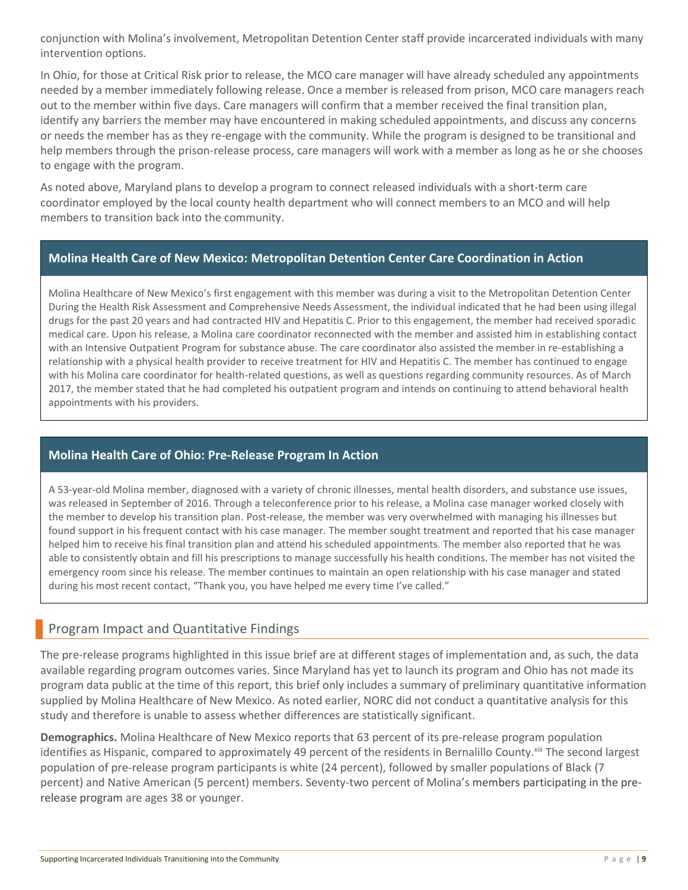conjunction with Molina's involvement, Metropolitan Detention Center staff provide incarcerated individuals with many intervention options.

In Ohio, for those at Critical Risk prior to release, the MCO care manager will have already scheduled any appointments needed by a member immediately following release. Once a member is released from prison, MCO care managers reach out to the member within five days. Care managers will confirm that a member received the final transition plan, identify any barriers the member may have encountered in making scheduled appointments, and discuss any concerns or needs the member has as they re-engage with the community. While the program is designed to be transitional and help members through the prison-release process, care managers will work with a member as long as he or she chooses to engage with the program.

As noted above, Maryland plans to develop a program to connect released individuals with a short-term care coordinator employed by the local county health department who will connect members to an MCO and will help members to transition back into the community.

### Molina Health Care of New Mexico: Metropolitan Detention Center Care Coordination in Action

Molina Healthcare of New Mexico's first engagement with this member was during a visit to the Metropolitan Detention Center During the Health Risk Assessment and Comprehensive Needs Assessment, the individual indicated that he had been using illegal drugs for the past 20 years and had contracted HIV and Hepatitis C. Prior to this engagement, the member had received sporadic medical care. Upon his release, a Molina care coordinator reconnected with the member and assisted him in establishing contact with an Intensive Outpatient Program for substance abuse. The care coordinator also assisted the member in re-establishing a relationship with a physical health provider to receive treatment for HIV and Hepatitis C. The member has continued to engage with his Molina care coordinator for health-related questions, as well as questions regarding community resources. As of March 2017, the member stated that he had completed his outpatient program and intends on continuing to attend behavioral health appointments with his providers.

### Molina Health Care of Ohio: Pre-Release Program In Action

A 53-year-old Molina member, diagnosed with a variety of chronic illnesses, mental health disorders, and substance use issues, was released in September of 2016. Through a teleconference prior to his release, a Molina case manager worked closely with the member to develop his transition plan. Post-release, the member was very overwhelmed with managing his illnesses but found support in his frequent contact with his case manager. The member sought treatment and reported that his case manager helped him to receive his final transition plan and attend his scheduled appointments. The member also reported that he was able to consistently obtain and fill his prescriptions to manage successfully his health conditions. The member has not visited the emergency room since his release. The member continues to maintain an open relationship with his case manager and stated during his most recent contact, "Thank you, you have helped me every time I've called."

## Program Impact and Quantitative Findings

The pre-release programs highlighted in this issue brief are at different stages of implementation and, as such, the data available regarding program outcomes varies. Since Maryland has yet to launch its program and Ohio has not made its program data public at the time of this report, this brief only includes a summary of preliminary quantitative information supplied by Molina Healthcare of New Mexico. As noted earlier, NORC did not conduct a quantitative analysis for this study and therefore is unable to assess whether differences are statistically significant.

**Demographics.** Molina Healthcare of New Mexico reports that 63 percent of its pre-release program population identifies as Hispanic, compared to approximately 49 percent of the residents in Bernalillo County.[xiii] The second largest population of pre-release program participants is white (24 percent), followed by smaller populations of Black (7 percent) and Native American (5 percent) members. Seventy-two percent of Molina's members participating in the pre-release program are ages 38 or younger.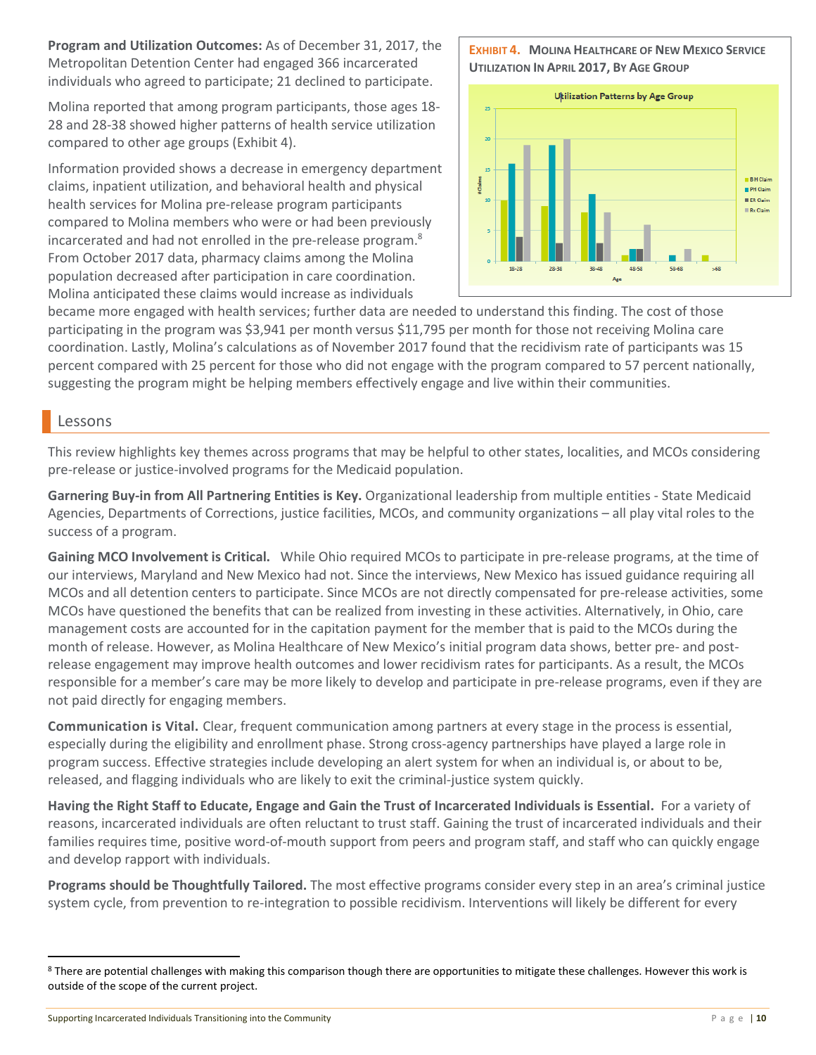**Program and Utilization Outcomes:** As of December 31, 2017, the Metropolitan Detention Center had engaged 366 incarcerated individuals who agreed to participate; 21 declined to participate.

Molina reported that among program participants, those ages 18-28 and 28-38 showed higher patterns of health service utilization compared to other age groups (Exhibit 4).

Information provided shows a decrease in emergency department claims, inpatient utilization, and behavioral health and physical health services for Molina pre-release program participants compared to Molina members who were or had been previously incarcerated and had not enrolled in the pre-release program.[8] From October 2017 data, pharmacy claims among the Molina population decreased after participation in care coordination. Molina anticipated these claims would increase as individuals became more engaged with health services; further data are needed to understand this finding. The cost of those participating in the program was $3,941 per month versus $11,795 per month for those not receiving Molina care coordination. Lastly, Molina's calculations as of November 2017 found that the recidivism rate of participants was 15 percent compared with 25 percent for those who did not engage with the program compared to 57 percent nationally, suggesting the program might be helping members effectively engage and live within their communities.

**EXHIBIT 4. MOLINA HEALTHCARE OF NEW MEXICO SERVICE UTILIZATION IN APRIL 2017, BY AGE GROUP**

Utilization Patterns by Age Group

| Age | BH Claim | PH Claim | ER Claim | Rx Claim |
|---|---|---|---|---|
| 18-28 | 10 | 16 | 4 | 19 |
| 28-38 | 9 | 19 | 3 | 20 |
| 38-48 | 8 | 11 | 3 | 8 |
| 48-58 | 1 | 2 | 2 | 6 |
| 58-68 | | 1 | | 2 |
| >68 | 1 | | | |

## Lessons

This review highlights key themes across programs that may be helpful to other states, localities, and MCOs considering pre-release or justice-involved programs for the Medicaid population.

**Garnering Buy-in from All Partnering Entities is Key.** Organizational leadership from multiple entities - State Medicaid Agencies, Departments of Corrections, justice facilities, MCOs, and community organizations – all play vital roles to the success of a program.

**Gaining MCO Involvement is Critical.** While Ohio required MCOs to participate in pre-release programs, at the time of our interviews, Maryland and New Mexico had not. Since the interviews, New Mexico has issued guidance requiring all MCOs and all detention centers to participate. Since MCOs are not directly compensated for pre-release activities, some MCOs have questioned the benefits that can be realized from investing in these activities. Alternatively, in Ohio, care management costs are accounted for in the capitation payment for the member that is paid to the MCOs during the month of release. However, as Molina Healthcare of New Mexico's initial program data shows, better pre- and post-release engagement may improve health outcomes and lower recidivism rates for participants. As a result, the MCOs responsible for a member's care may be more likely to develop and participate in pre-release programs, even if they are not paid directly for engaging members.

**Communication is Vital.** Clear, frequent communication among partners at every stage in the process is essential, especially during the eligibility and enrollment phase. Strong cross-agency partnerships have played a large role in program success. Effective strategies include developing an alert system for when an individual is, or about to be, released, and flagging individuals who are likely to exit the criminal-justice system quickly.

**Having the Right Staff to Educate, Engage and Gain the Trust of Incarcerated Individuals is Essential.** For a variety of reasons, incarcerated individuals are often reluctant to trust staff. Gaining the trust of incarcerated individuals and their families requires time, positive word-of-mouth support from peers and program staff, and staff who can quickly engage and develop rapport with individuals.

**Programs should be Thoughtfully Tailored.** The most effective programs consider every step in an area's criminal justice system cycle, from prevention to re-integration to possible recidivism. Interventions will likely be different for every

[8] There are potential challenges with making this comparison though there are opportunities to mitigate these challenges. However this work is outside of the scope of the current project.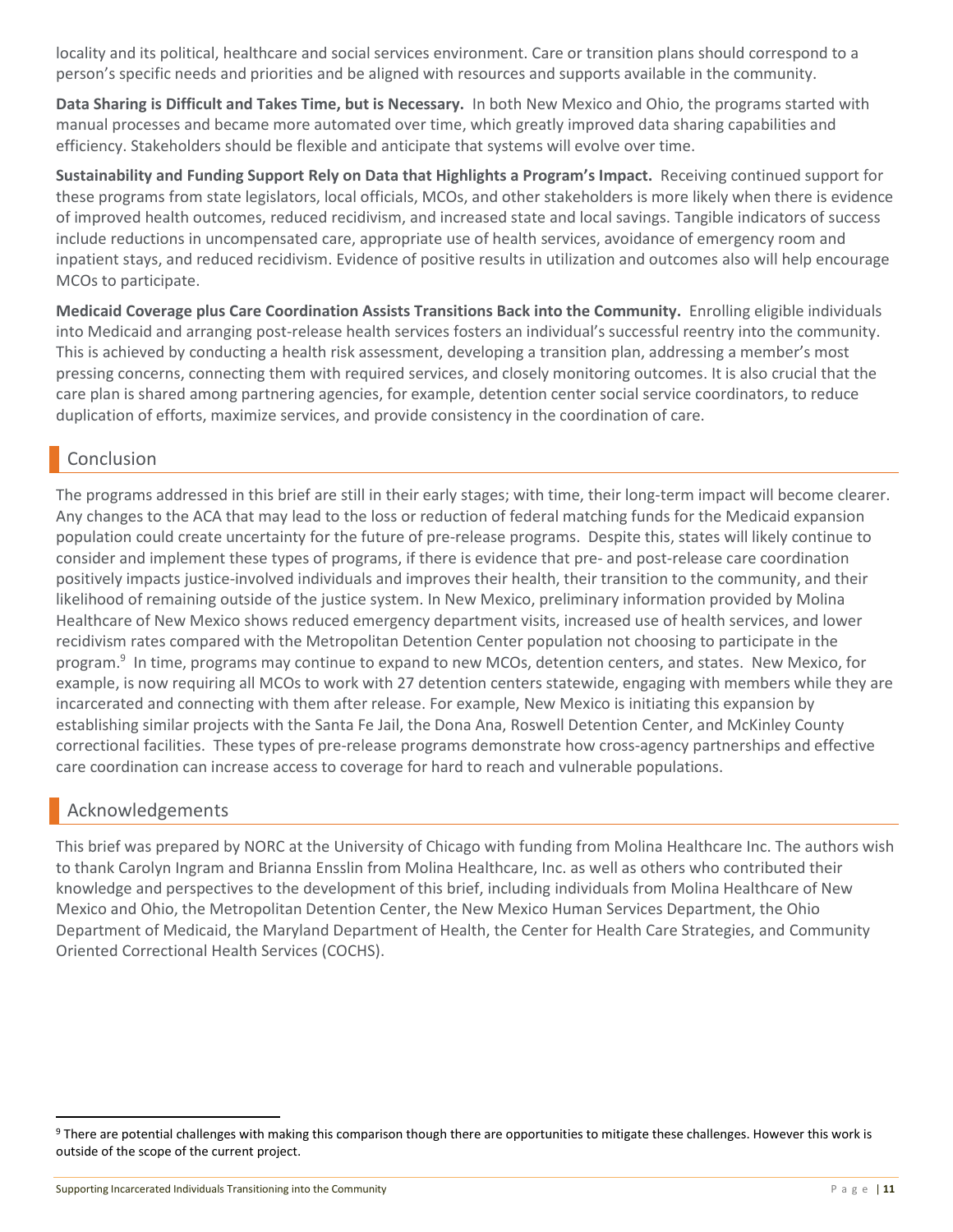locality and its political, healthcare and social services environment. Care or transition plans should correspond to a person's specific needs and priorities and be aligned with resources and supports available in the community.

**Data Sharing is Difficult and Takes Time, but is Necessary.** In both New Mexico and Ohio, the programs started with manual processes and became more automated over time, which greatly improved data sharing capabilities and efficiency. Stakeholders should be flexible and anticipate that systems will evolve over time.

**Sustainability and Funding Support Rely on Data that Highlights a Program's Impact.** Receiving continued support for these programs from state legislators, local officials, MCOs, and other stakeholders is more likely when there is evidence of improved health outcomes, reduced recidivism, and increased state and local savings. Tangible indicators of success include reductions in uncompensated care, appropriate use of health services, avoidance of emergency room and inpatient stays, and reduced recidivism. Evidence of positive results in utilization and outcomes also will help encourage MCOs to participate.

**Medicaid Coverage plus Care Coordination Assists Transitions Back into the Community.** Enrolling eligible individuals into Medicaid and arranging post-release health services fosters an individual's successful reentry into the community. This is achieved by conducting a health risk assessment, developing a transition plan, addressing a member's most pressing concerns, connecting them with required services, and closely monitoring outcomes. It is also crucial that the care plan is shared among partnering agencies, for example, detention center social service coordinators, to reduce duplication of efforts, maximize services, and provide consistency in the coordination of care.

## Conclusion

The programs addressed in this brief are still in their early stages; with time, their long-term impact will become clearer. Any changes to the ACA that may lead to the loss or reduction of federal matching funds for the Medicaid expansion population could create uncertainty for the future of pre-release programs. Despite this, states will likely continue to consider and implement these types of programs, if there is evidence that pre- and post-release care coordination positively impacts justice-involved individuals and improves their health, their transition to the community, and their likelihood of remaining outside of the justice system. In New Mexico, preliminary information provided by Molina Healthcare of New Mexico shows reduced emergency department visits, increased use of health services, and lower recidivism rates compared with the Metropolitan Detention Center population not choosing to participate in the program.[9] In time, programs may continue to expand to new MCOs, detention centers, and states. New Mexico, for example, is now requiring all MCOs to work with 27 detention centers statewide, engaging with members while they are incarcerated and connecting with them after release. For example, New Mexico is initiating this expansion by establishing similar projects with the Santa Fe Jail, the Dona Ana, Roswell Detention Center, and McKinley County correctional facilities. These types of pre-release programs demonstrate how cross-agency partnerships and effective care coordination can increase access to coverage for hard to reach and vulnerable populations.

## Acknowledgements

This brief was prepared by NORC at the University of Chicago with funding from Molina Healthcare Inc. The authors wish to thank Carolyn Ingram and Brianna Ensslin from Molina Healthcare, Inc. as well as others who contributed their knowledge and perspectives to the development of this brief, including individuals from Molina Healthcare of New Mexico and Ohio, the Metropolitan Detention Center, the New Mexico Human Services Department, the Ohio Department of Medicaid, the Maryland Department of Health, the Center for Health Care Strategies, and Community Oriented Correctional Health Services (COCHS).

[9] There are potential challenges with making this comparison though there are opportunities to mitigate these challenges. However this work is outside of the scope of the current project.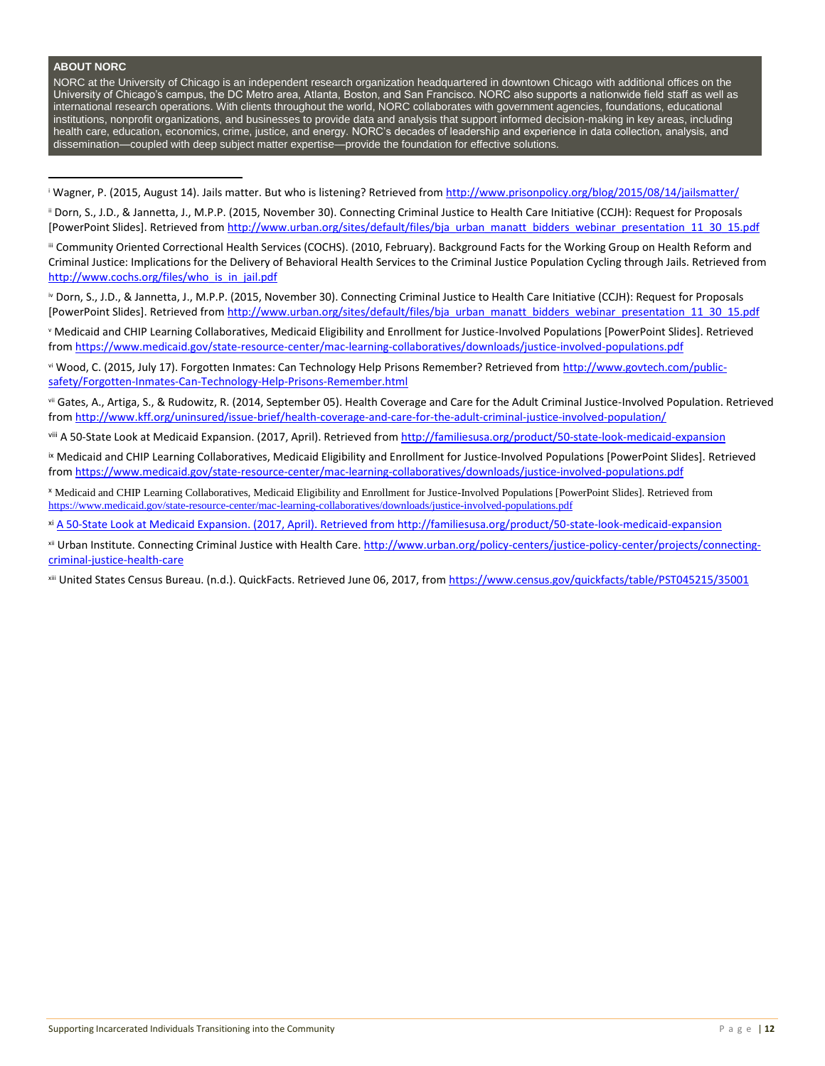**ABOUT NORC**

NORC at the University of Chicago is an independent research organization headquartered in downtown Chicago with additional offices on the University of Chicago's campus, the DC Metro area, Atlanta, Boston, and San Francisco. NORC also supports a nationwide field staff as well as international research operations. With clients throughout the world, NORC collaborates with government agencies, foundations, educational institutions, nonprofit organizations, and businesses to provide data and analysis that support informed decision-making in key areas, including health care, education, economics, crime, justice, and energy. NORC's decades of leadership and experience in data collection, analysis, and dissemination—coupled with deep subject matter expertise—provide the foundation for effective solutions.

---

[i] Wagner, P. (2015, August 14). Jails matter. But who is listening? Retrieved from http://www.prisonpolicy.org/blog/2015/08/14/jailsmatter/

[ii] Dorn, S., J.D., & Jannetta, J., M.P.P. (2015, November 30). Connecting Criminal Justice to Health Care Initiative (CCJH): Request for Proposals [PowerPoint Slides]. Retrieved from http://www.urban.org/sites/default/files/bja_urban_manatt_bidders_webinar_presentation_11_30_15.pdf

[iii] Community Oriented Correctional Health Services (COCHS). (2010, February). Background Facts for the Working Group on Health Reform and Criminal Justice: Implications for the Delivery of Behavioral Health Services to the Criminal Justice Population Cycling through Jails. Retrieved from http://www.cochs.org/files/who_is_in_jail.pdf

[iv] Dorn, S., J.D., & Jannetta, J., M.P.P. (2015, November 30). Connecting Criminal Justice to Health Care Initiative (CCJH): Request for Proposals [PowerPoint Slides]. Retrieved from http://www.urban.org/sites/default/files/bja_urban_manatt_bidders_webinar_presentation_11_30_15.pdf

[v] Medicaid and CHIP Learning Collaboratives, Medicaid Eligibility and Enrollment for Justice-Involved Populations [PowerPoint Slides]. Retrieved from https://www.medicaid.gov/state-resource-center/mac-learning-collaboratives/downloads/justice-involved-populations.pdf

[vi] Wood, C. (2015, July 17). Forgotten Inmates: Can Technology Help Prisons Remember? Retrieved from http://www.govtech.com/public-safety/Forgotten-Inmates-Can-Technology-Help-Prisons-Remember.html

[vii] Gates, A., Artiga, S., & Rudowitz, R. (2014, September 05). Health Coverage and Care for the Adult Criminal Justice-Involved Population. Retrieved from http://www.kff.org/uninsured/issue-brief/health-coverage-and-care-for-the-adult-criminal-justice-involved-population/

[viii] A 50-State Look at Medicaid Expansion. (2017, April). Retrieved from http://familiesusa.org/product/50-state-look-medicaid-expansion

[ix] Medicaid and CHIP Learning Collaboratives, Medicaid Eligibility and Enrollment for Justice-Involved Populations [PowerPoint Slides]. Retrieved from https://www.medicaid.gov/state-resource-center/mac-learning-collaboratives/downloads/justice-involved-populations.pdf

[x] Medicaid and CHIP Learning Collaboratives, Medicaid Eligibility and Enrollment for Justice-Involved Populations [PowerPoint Slides]. Retrieved from https://www.medicaid.gov/state-resource-center/mac-learning-collaboratives/downloads/justice-involved-populations.pdf

[xi] A 50-State Look at Medicaid Expansion. (2017, April). Retrieved from http://familiesusa.org/product/50-state-look-medicaid-expansion

[xii] Urban Institute. Connecting Criminal Justice with Health Care. http://www.urban.org/policy-centers/justice-policy-center/projects/connecting-criminal-justice-health-care

[xiii] United States Census Bureau. (n.d.). QuickFacts. Retrieved June 06, 2017, from https://www.census.gov/quickfacts/table/PST045215/35001